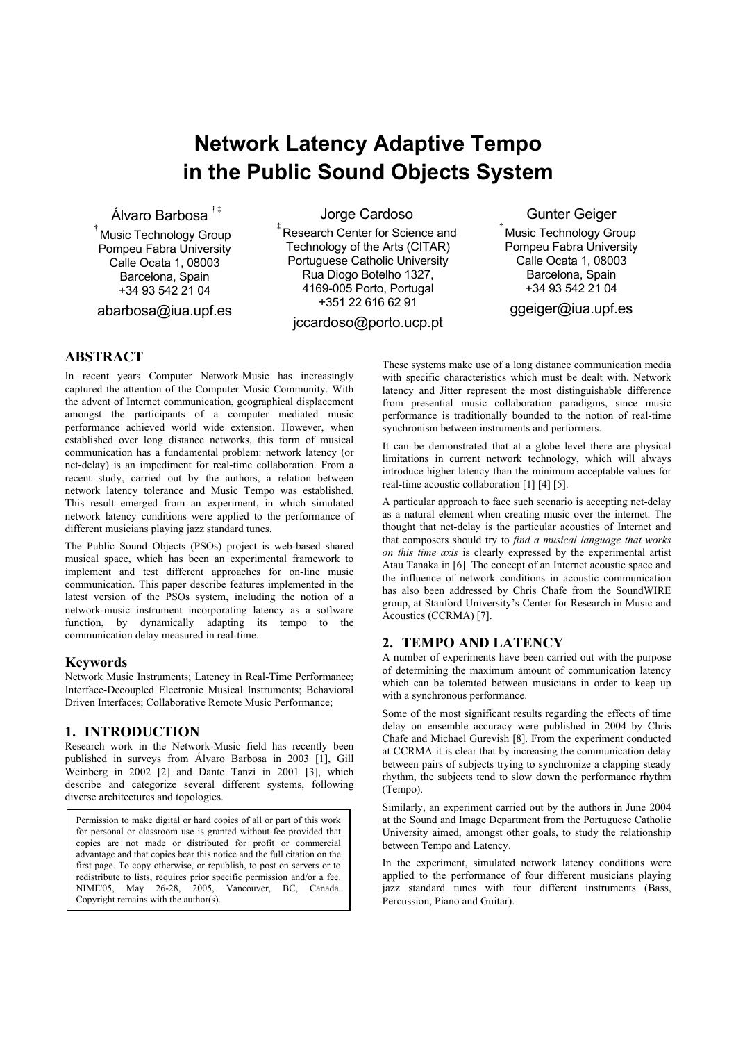# Network Latency Adaptive Tempo in the Public Sound Objects System

Álvaro Barbosa [†‡]
[†] Music Technology Group
Pompeu Fabra University
Calle Ocata 1, 08003
Barcelona, Spain
+34 93 542 21 04
abarbosa@iua.upf.es

Jorge Cardoso
[‡] Research Center for Science and Technology of the Arts (CITAR)
Portuguese Catholic University
Rua Diogo Botelho 1327,
4169-005 Porto, Portugal
+351 22 616 62 91
jccardoso@porto.ucp.pt

Gunter Geiger
[†] Music Technology Group
Pompeu Fabra University
Calle Ocata 1, 08003
Barcelona, Spain
+34 93 542 21 04
ggeiger@iua.upf.es

## ABSTRACT

In recent years Computer Network-Music has increasingly captured the attention of the Computer Music Community. With the advent of Internet communication, geographical displacement amongst the participants of a computer mediated music performance achieved world wide extension. However, when established over long distance networks, this form of musical communication has a fundamental problem: network latency (or net-delay) is an impediment for real-time collaboration. From a recent study, carried out by the authors, a relation between network latency tolerance and Music Tempo was established. This result emerged from an experiment, in which simulated network latency conditions were applied to the performance of different musicians playing jazz standard tunes.

The Public Sound Objects (PSOs) project is web-based shared musical space, which has been an experimental framework to implement and test different approaches for on-line music communication. This paper describe features implemented in the latest version of the PSOs system, including the notion of a network-music instrument incorporating latency as a software function, by dynamically adapting its tempo to the communication delay measured in real-time.

### Keywords

Network Music Instruments; Latency in Real-Time Performance; Interface-Decoupled Electronic Musical Instruments; Behavioral Driven Interfaces; Collaborative Remote Music Performance;

## 1. INTRODUCTION

Research work in the Network-Music field has recently been published in surveys from Álvaro Barbosa in 2003 [1], Gill Weinberg in 2002 [2] and Dante Tanzi in 2001 [3], which describe and categorize several different systems, following diverse architectures and topologies.

Permission to make digital or hard copies of all or part of this work for personal or classroom use is granted without fee provided that copies are not made or distributed for profit or commercial advantage and that copies bear this notice and the full citation on the first page. To copy otherwise, or republish, to post on servers or to redistribute to lists, requires prior specific permission and/or a fee. NIME'05, May 26-28, 2005, Vancouver, BC, Canada. Copyright remains with the author(s).

These systems make use of a long distance communication media with specific characteristics which must be dealt with. Network latency and Jitter represent the most distinguishable difference from presential music collaboration paradigms, since music performance is traditionally bounded to the notion of real-time synchronism between instruments and performers.

It can be demonstrated that at a globe level there are physical limitations in current network technology, which will always introduce higher latency than the minimum acceptable values for real-time acoustic collaboration [1] [4] [5].

A particular approach to face such scenario is accepting net-delay as a natural element when creating music over the internet. The thought that net-delay is the particular acoustics of Internet and that composers should try to *find a musical language that works on this time axis* is clearly expressed by the experimental artist Atau Tanaka in [6]. The concept of an Internet acoustic space and the influence of network conditions in acoustic communication has also been addressed by Chris Chafe from the SoundWIRE group, at Stanford University's Center for Research in Music and Acoustics (CCRMA) [7].

## 2. TEMPO AND LATENCY

A number of experiments have been carried out with the purpose of determining the maximum amount of communication latency which can be tolerated between musicians in order to keep up with a synchronous performance.

Some of the most significant results regarding the effects of time delay on ensemble accuracy were published in 2004 by Chris Chafe and Michael Gurevish [8]. From the experiment conducted at CCRMA it is clear that by increasing the communication delay between pairs of subjects trying to synchronize a clapping steady rhythm, the subjects tend to slow down the performance rhythm (Tempo).

Similarly, an experiment carried out by the authors in June 2004 at the Sound and Image Department from the Portuguese Catholic University aimed, amongst other goals, to study the relationship between Tempo and Latency.

In the experiment, simulated network latency conditions were applied to the performance of four different musicians playing jazz standard tunes with four different instruments (Bass, Percussion, Piano and Guitar).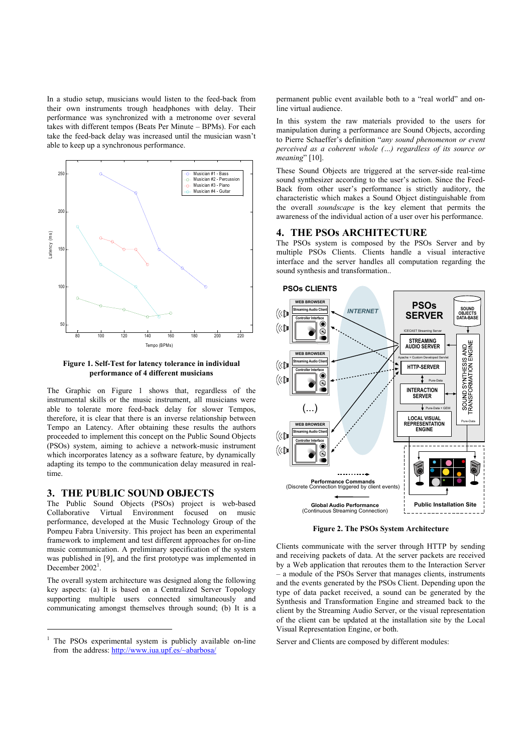In a studio setup, musicians would listen to the feed-back from their own instruments trough headphones with delay. Their performance was synchronized with a metronome over several takes with different tempos (Beats Per Minute – BPMs). For each take the feed-back delay was increased until the musician wasn't able to keep up a synchronous performance.

**Figure 1. Self-Test for latency tolerance in individual performance of 4 different musicians**

The Graphic on Figure 1 shows that, regardless of the instrumental skills or the music instrument, all musicians were able to tolerate more feed-back delay for slower Tempos, therefore, it is clear that there is an inverse relationship between Tempo an Latency. After obtaining these results the authors proceeded to implement this concept on the Public Sound Objects (PSOs) system, aiming to achieve a network-music instrument which incorporates latency as a software feature, by dynamically adapting its tempo to the communication delay measured in real-time.

## 3. THE PUBLIC SOUND OBJECTS

The Public Sound Objects (PSOs) project is web-based Collaborative Virtual Environment focused on music performance, developed at the Music Technology Group of the Pompeu Fabra University. This project has been an experimental framework to implement and test different approaches for on-line music communication. A preliminary specification of the system was published in [9], and the first prototype was implemented in December 2002[1].

The overall system architecture was designed along the following key aspects: (a) It is based on a Centralized Server Topology supporting multiple users connected simultaneously and communicating amongst themselves through sound; (b) It is a permanent public event available both to a "real world" and on-line virtual audience.

In this system the raw materials provided to the users for manipulation during a performance are Sound Objects, according to Pierre Schaeffer's definition "*any sound phenomenon or event perceived as a coherent whole (…) regardless of its source or meaning*" [10].

These Sound Objects are triggered at the server-side real-time sound synthesizer according to the user's action. Since the Feed-Back from other user's performance is strictly auditory, the characteristic which makes a Sound Object distinguishable from the overall *soundscape* is the key element that permits the awareness of the individual action of a user over his performance.

## 4. THE PSOs ARCHITECTURE

The PSOs system is composed by the PSOs Server and by multiple PSOs Clients. Clients handle a visual interactive interface and the server handles all computation regarding the sound synthesis and transformation..

**Figure 2. The PSOs System Architecture**

Clients communicate with the server through HTTP by sending and receiving packets of data. At the server packets are received by a Web application that reroutes them to the Interaction Server – a module of the PSOs Server that manages clients, instruments and the events generated by the PSOs Client. Depending upon the type of data packet received, a sound can be generated by the Synthesis and Transformation Engine and streamed back to the client by the Streaming Audio Server, or the visual representation of the client can be updated at the installation site by the Local Visual Representation Engine, or both.

Server and Clients are composed by different modules:

[1] The PSOs experimental system is publicly available on-line from the address: http://www.iua.upf.es/~abarbosa/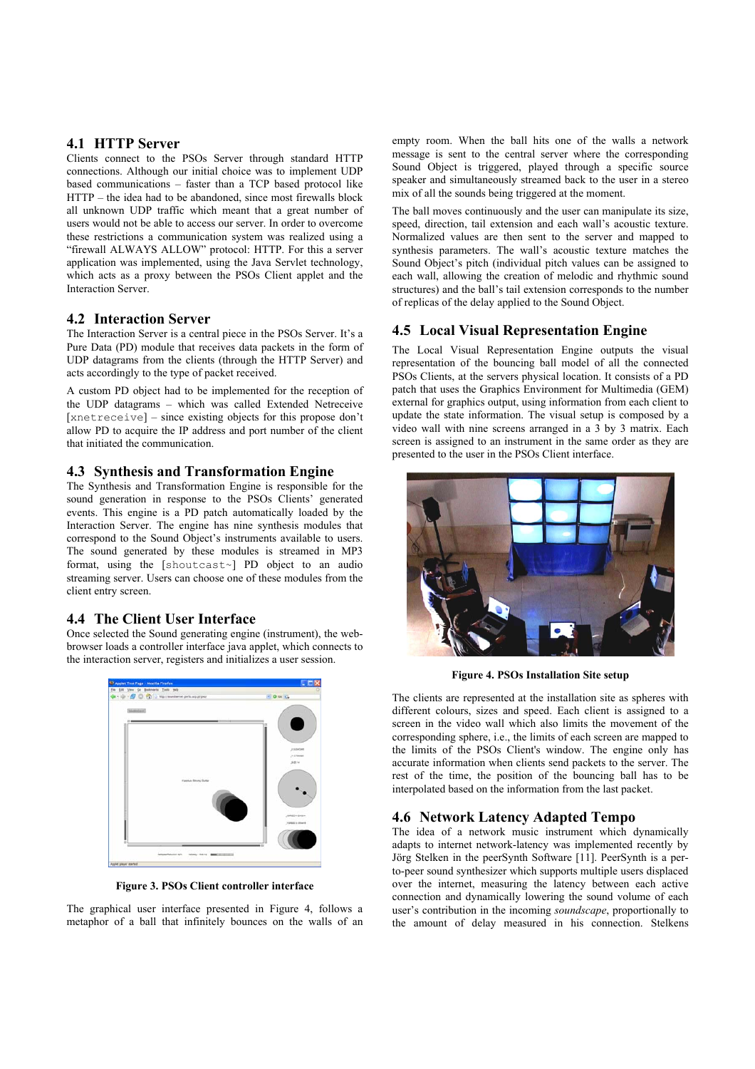## 4.1 HTTP Server

Clients connect to the PSOs Server through standard HTTP connections. Although our initial choice was to implement UDP based communications – faster than a TCP based protocol like HTTP – the idea had to be abandoned, since most firewalls block all unknown UDP traffic which meant that a great number of users would not be able to access our server. In order to overcome these restrictions a communication system was realized using a "firewall ALWAYS ALLOW" protocol: HTTP. For this a server application was implemented, using the Java Servlet technology, which acts as a proxy between the PSOs Client applet and the Interaction Server.

## 4.2 Interaction Server

The Interaction Server is a central piece in the PSOs Server. It's a Pure Data (PD) module that receives data packets in the form of UDP datagrams from the clients (through the HTTP Server) and acts accordingly to the type of packet received.

A custom PD object had to be implemented for the reception of the UDP datagrams – which was called Extended Netreceive `[xnetreceive]` – since existing objects for this propose don't allow PD to acquire the IP address and port number of the client that initiated the communication.

## 4.3 Synthesis and Transformation Engine

The Synthesis and Transformation Engine is responsible for the sound generation in response to the PSOs Clients' generated events. This engine is a PD patch automatically loaded by the Interaction Server. The engine has nine synthesis modules that correspond to the Sound Object's instruments available to users. The sound generated by these modules is streamed in MP3 format, using the `[shoutcast~]` PD object to an audio streaming server. Users can choose one of these modules from the client entry screen.

## 4.4 The Client User Interface

Once selected the Sound generating engine (instrument), the web-browser loads a controller interface java applet, which connects to the interaction server, registers and initializes a user session.

**Figure 3. PSOs Client controller interface**

The graphical user interface presented in Figure 4, follows a metaphor of a ball that infinitely bounces on the walls of an empty room. When the ball hits one of the walls a network message is sent to the central server where the corresponding Sound Object is triggered, played through a specific source speaker and simultaneously streamed back to the user in a stereo mix of all the sounds being triggered at the moment.

The ball moves continuously and the user can manipulate its size, speed, direction, tail extension and each wall's acoustic texture. Normalized values are then sent to the server and mapped to synthesis parameters. The wall's acoustic texture matches the Sound Object's pitch (individual pitch values can be assigned to each wall, allowing the creation of melodic and rhythmic sound structures) and the ball's tail extension corresponds to the number of replicas of the delay applied to the Sound Object.

## 4.5 Local Visual Representation Engine

The Local Visual Representation Engine outputs the visual representation of the bouncing ball model of all the connected PSOs Clients, at the servers physical location. It consists of a PD patch that uses the Graphics Environment for Multimedia (GEM) external for graphics output, using information from each client to update the state information. The visual setup is composed by a video wall with nine screens arranged in a 3 by 3 matrix. Each screen is assigned to an instrument in the same order as they are presented to the user in the PSOs Client interface.

**Figure 4. PSOs Installation Site setup**

The clients are represented at the installation site as spheres with different colours, sizes and speed. Each client is assigned to a screen in the video wall which also limits the movement of the corresponding sphere, i.e., the limits of each screen are mapped to the limits of the PSOs Client's window. The engine only has accurate information when clients send packets to the server. The rest of the time, the position of the bouncing ball has to be interpolated based on the information from the last packet.

## 4.6 Network Latency Adapted Tempo

The idea of a network music instrument which dynamically adapts to internet network-latency was implemented recently by Jörg Stelken in the peerSynth Software [11]. PeerSynth is a peer-to-peer sound synthesizer which supports multiple users displaced over the internet, measuring the latency between each active connection and dynamically lowering the sound volume of each user's contribution in the incoming *soundscape*, proportionally to the amount of delay measured in his connection. Stelkens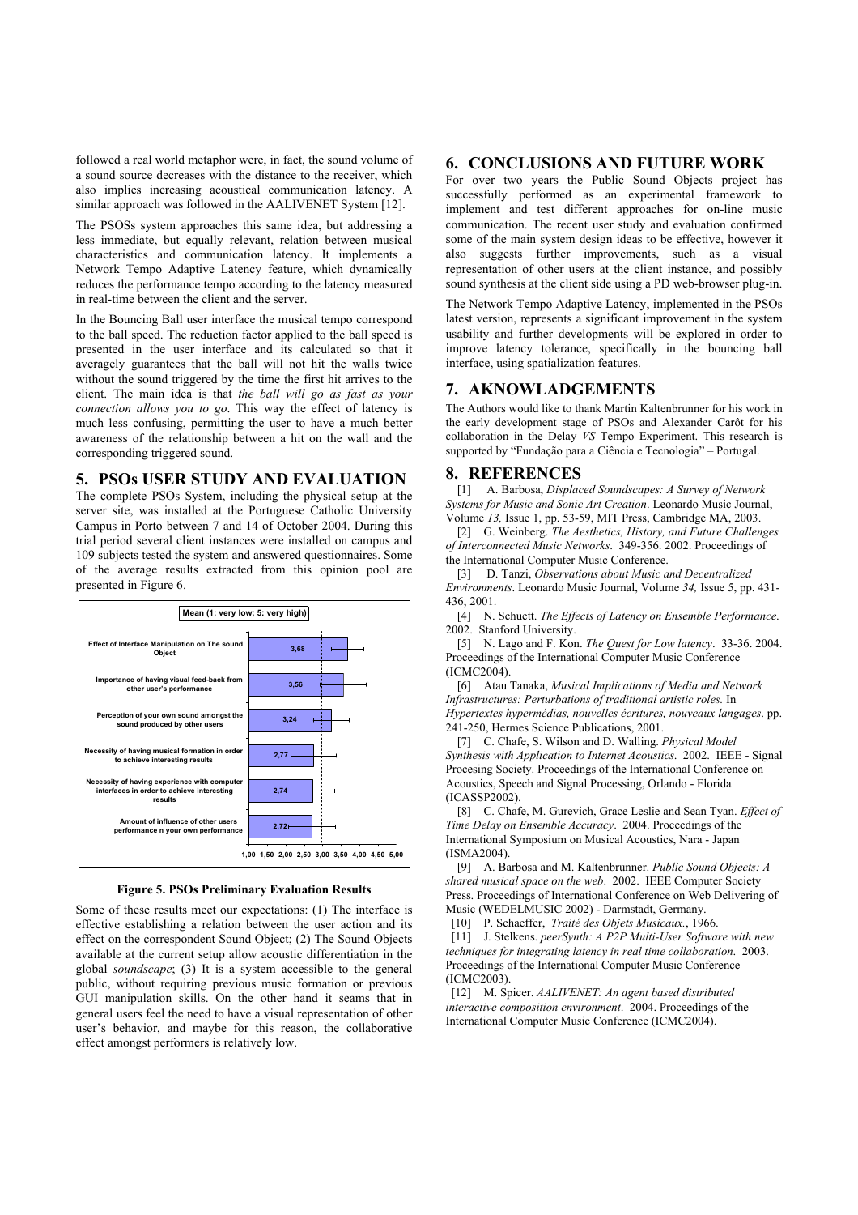followed a real world metaphor were, in fact, the sound volume of a sound source decreases with the distance to the receiver, which also implies increasing acoustical communication latency. A similar approach was followed in the AALIVENET System [12].

The PSOSs system approaches this same idea, but addressing a less immediate, but equally relevant, relation between musical characteristics and communication latency. It implements a Network Tempo Adaptive Latency feature, which dynamically reduces the performance tempo according to the latency measured in real-time between the client and the server.

In the Bouncing Ball user interface the musical tempo correspond to the ball speed. The reduction factor applied to the ball speed is presented in the user interface and its calculated so that it averagely guarantees that the ball will not hit the walls twice without the sound triggered by the time the first hit arrives to the client. The main idea is that *the ball will go as fast as your connection allows you to go*. This way the effect of latency is much less confusing, permitting the user to have a much better awareness of the relationship between a hit on the wall and the corresponding triggered sound.

## 5. PSOs USER STUDY AND EVALUATION

The complete PSOs System, including the physical setup at the server site, was installed at the Portuguese Catholic University Campus in Porto between 7 and 14 of October 2004. During this trial period several client instances were installed on campus and 109 subjects tested the system and answered questionnaires. Some of the average results extracted from this opinion pool are presented in Figure 6.

Mean (1: very low; 5: very high)

Effect of Interface Manipulation on The sound Object 3,68

Importance of having visual feed-back from other user's performance 3,56

Perception of your own sound amongst the sound produced by other users 3,24

Necessity of having musical formation in order to achieve interesting results 2,77

Necessity of having experience with computer interfaces in order to achieve interesting results 2,74

Amount of influence of other users performance n your own performance 2,72

1,00 1,50 2,00 2,50 3,00 3,50 4,00 4,50 5,00

**Figure 5. PSOs Preliminary Evaluation Results**

Some of these results meet our expectations: (1) The interface is effective establishing a relation between the user action and its effect on the correspondent Sound Object; (2) The Sound Objects available at the current setup allow acoustic differentiation in the global *soundscape*; (3) It is a system accessible to the general public, without requiring previous music formation or previous GUI manipulation skills. On the other hand it seams that in general users feel the need to have a visual representation of other user's behavior, and maybe for this reason, the collaborative effect amongst performers is relatively low.

## 6. CONCLUSIONS AND FUTURE WORK

For over two years the Public Sound Objects project has successfully performed as an experimental framework to implement and test different approaches for on-line music communication. The recent user study and evaluation confirmed some of the main system design ideas to be effective, however it also suggests further improvements, such as a visual representation of other users at the client instance, and possibly sound synthesis at the client side using a PD web-browser plug-in.

The Network Tempo Adaptive Latency, implemented in the PSOs latest version, represents a significant improvement in the system usability and further developments will be explored in order to improve latency tolerance, specifically in the bouncing ball interface, using spatialization features.

## 7. AKNOWLADGEMENTS

The Authors would like to thank Martin Kaltenbrunner for his work in the early development stage of PSOs and Alexander Carôt for his collaboration in the Delay *VS* Tempo Experiment. This research is supported by "Fundação para a Ciência e Tecnologia" – Portugal.

## 8. REFERENCES

[1] A. Barbosa, *Displaced Soundscapes: A Survey of Network Systems for Music and Sonic Art Creation*. Leonardo Music Journal, Volume *13,* Issue 1, pp. 53-59, MIT Press, Cambridge MA, 2003.

[2] G. Weinberg. *The Aesthetics, History, and Future Challenges of Interconnected Music Networks*. 349-356. 2002. Proceedings of the International Computer Music Conference.

[3] D. Tanzi, *Observations about Music and Decentralized Environments*. Leonardo Music Journal, Volume *34,* Issue 5, pp. 431-436, 2001.

[4] N. Schuett. *The Effects of Latency on Ensemble Performance*. 2002. Stanford University.

[5] N. Lago and F. Kon. *The Quest for Low latency*. 33-36. 2004. Proceedings of the International Computer Music Conference (ICMC2004).

[6] Atau Tanaka, *Musical Implications of Media and Network Infrastructures: Perturbations of traditional artistic roles.* In *Hypertextes hypermédias, nouvelles écritures, nouveaux langages*. pp. 241-250, Hermes Science Publications, 2001.

[7] C. Chafe, S. Wilson and D. Walling. *Physical Model Synthesis with Application to Internet Acoustics*. 2002. IEEE - Signal Procesing Society. Proceedings of the International Conference on Acoustics, Speech and Signal Processing, Orlando - Florida (ICASSP2002).

[8] C. Chafe, M. Gurevich, Grace Leslie and Sean Tyan. *Effect of Time Delay on Ensemble Accuracy*. 2004. Proceedings of the International Symposium on Musical Acoustics, Nara - Japan (ISMA2004).

[9] A. Barbosa and M. Kaltenbrunner. *Public Sound Objects: A shared musical space on the web*. 2002. IEEE Computer Society Press. Proceedings of International Conference on Web Delivering of Music (WEDELMUSIC 2002) - Darmstadt, Germany.

[10] P. Schaeffer, *Traité des Objets Musicaux.*, 1966.

[11] J. Stelkens. *peerSynth: A P2P Multi-User Software with new techniques for integrating latency in real time collaboration*. 2003. Proceedings of the International Computer Music Conference (ICMC2003).

[12] M. Spicer. *AALIVENET: An agent based distributed interactive composition environment*. 2004. Proceedings of the International Computer Music Conference (ICMC2004).